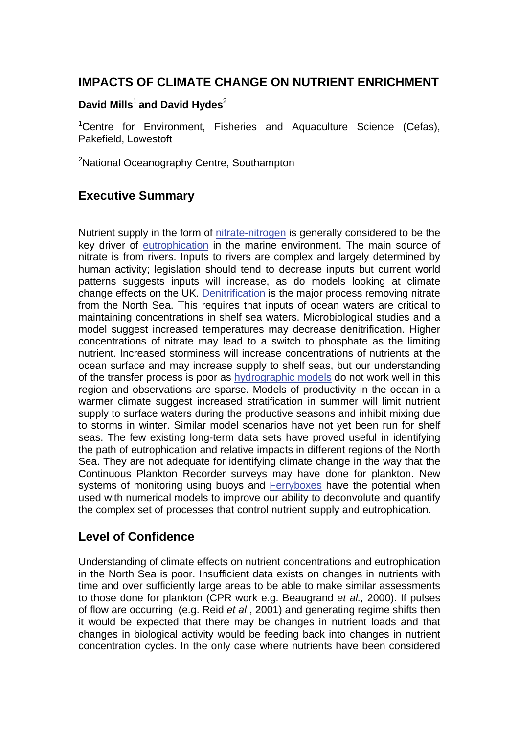# IMPACTS OF CLIMATE CHANGE ON NUTRIENT ENRICHMENT

**David Mills**[1] **and David Hydes**[2]

[1]Centre for Environment, Fisheries and Aquaculture Science (Cefas), Pakefield, Lowestoft

[2]National Oceanography Centre, Southampton

## Executive Summary

Nutrient supply in the form of nitrate-nitrogen is generally considered to be the key driver of eutrophication in the marine environment. The main source of nitrate is from rivers. Inputs to rivers are complex and largely determined by human activity; legislation should tend to decrease inputs but current world patterns suggests inputs will increase, as do models looking at climate change effects on the UK. Denitrification is the major process removing nitrate from the North Sea. This requires that inputs of ocean waters are critical to maintaining concentrations in shelf sea waters. Microbiological studies and a model suggest increased temperatures may decrease denitrification. Higher concentrations of nitrate may lead to a switch to phosphate as the limiting nutrient. Increased storminess will increase concentrations of nutrients at the ocean surface and may increase supply to shelf seas, but our understanding of the transfer process is poor as hydrographic models do not work well in this region and observations are sparse. Models of productivity in the ocean in a warmer climate suggest increased stratification in summer will limit nutrient supply to surface waters during the productive seasons and inhibit mixing due to storms in winter. Similar model scenarios have not yet been run for shelf seas. The few existing long-term data sets have proved useful in identifying the path of eutrophication and relative impacts in different regions of the North Sea. They are not adequate for identifying climate change in the way that the Continuous Plankton Recorder surveys may have done for plankton. New systems of monitoring using buoys and Ferryboxes have the potential when used with numerical models to improve our ability to deconvolute and quantify the complex set of processes that control nutrient supply and eutrophication.

## Level of Confidence

Understanding of climate effects on nutrient concentrations and eutrophication in the North Sea is poor. Insufficient data exists on changes in nutrients with time and over sufficiently large areas to be able to make similar assessments to those done for plankton (CPR work e.g. Beaugrand *et al.,* 2000). If pulses of flow are occurring (e.g. Reid *et al*., 2001) and generating regime shifts then it would be expected that there may be changes in nutrient loads and that changes in biological activity would be feeding back into changes in nutrient concentration cycles. In the only case where nutrients have been considered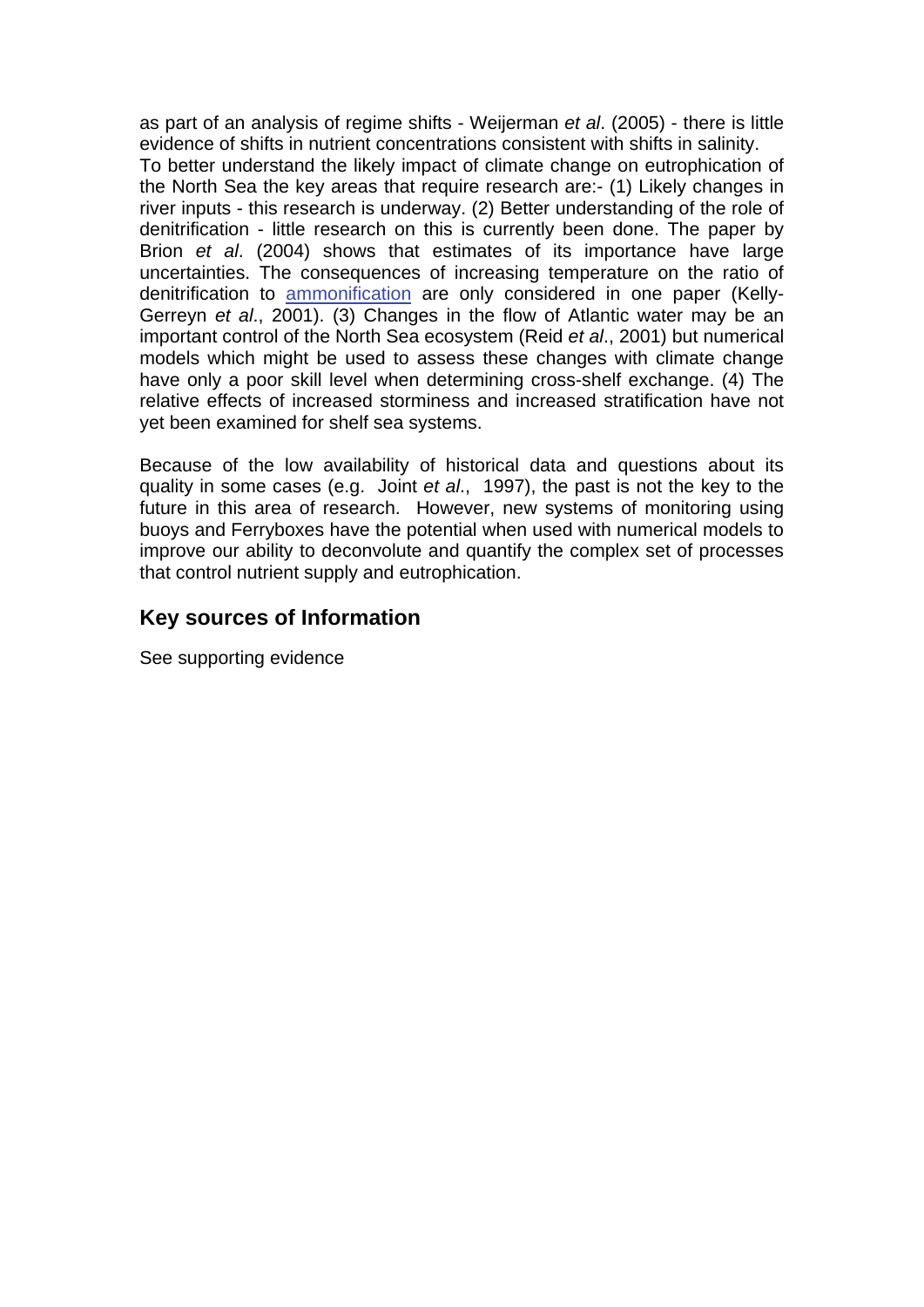as part of an analysis of regime shifts - Weijerman *et al*. (2005) - there is little evidence of shifts in nutrient concentrations consistent with shifts in salinity.
To better understand the likely impact of climate change on eutrophication of the North Sea the key areas that require research are:- (1) Likely changes in river inputs - this research is underway. (2) Better understanding of the role of denitrification - little research on this is currently been done. The paper by Brion *et al*. (2004) shows that estimates of its importance have large uncertainties. The consequences of increasing temperature on the ratio of denitrification to ammonification are only considered in one paper (Kelly-Gerreyn *et al*., 2001). (3) Changes in the flow of Atlantic water may be an important control of the North Sea ecosystem (Reid *et al*., 2001) but numerical models which might be used to assess these changes with climate change have only a poor skill level when determining cross-shelf exchange. (4) The relative effects of increased storminess and increased stratification have not yet been examined for shelf sea systems.

Because of the low availability of historical data and questions about its quality in some cases (e.g. Joint *et al*., 1997), the past is not the key to the future in this area of research. However, new systems of monitoring using buoys and Ferryboxes have the potential when used with numerical models to improve our ability to deconvolute and quantify the complex set of processes that control nutrient supply and eutrophication.

## Key sources of Information

See supporting evidence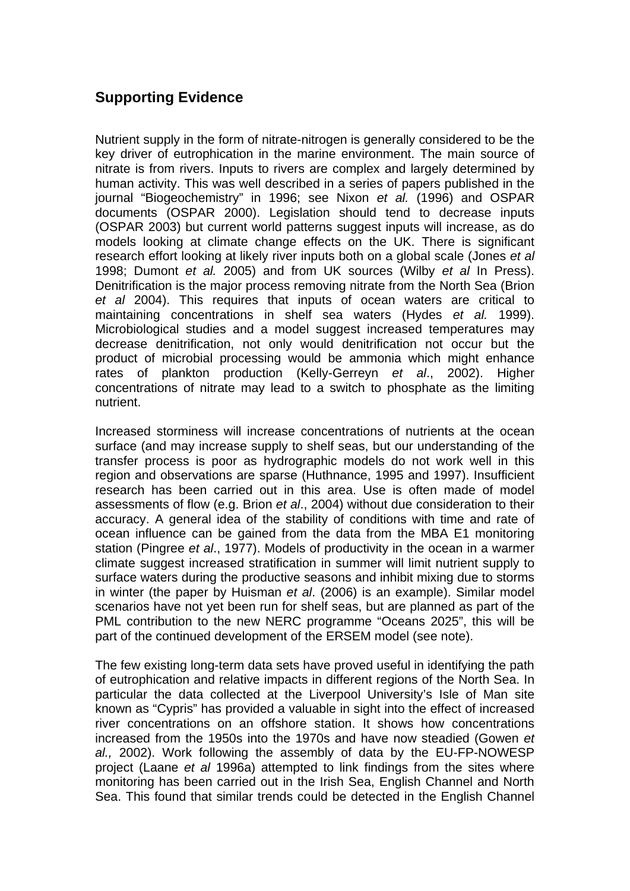## Supporting Evidence

Nutrient supply in the form of nitrate-nitrogen is generally considered to be the key driver of eutrophication in the marine environment. The main source of nitrate is from rivers. Inputs to rivers are complex and largely determined by human activity. This was well described in a series of papers published in the journal "Biogeochemistry" in 1996; see Nixon *et al.* (1996) and OSPAR documents (OSPAR 2000). Legislation should tend to decrease inputs (OSPAR 2003) but current world patterns suggest inputs will increase, as do models looking at climate change effects on the UK. There is significant research effort looking at likely river inputs both on a global scale (Jones *et al* 1998; Dumont *et al.* 2005) and from UK sources (Wilby *et al* In Press). Denitrification is the major process removing nitrate from the North Sea (Brion *et al* 2004). This requires that inputs of ocean waters are critical to maintaining concentrations in shelf sea waters (Hydes *et al.* 1999). Microbiological studies and a model suggest increased temperatures may decrease denitrification, not only would denitrification not occur but the product of microbial processing would be ammonia which might enhance rates of plankton production (Kelly-Gerreyn *et al*., 2002). Higher concentrations of nitrate may lead to a switch to phosphate as the limiting nutrient.

Increased storminess will increase concentrations of nutrients at the ocean surface (and may increase supply to shelf seas, but our understanding of the transfer process is poor as hydrographic models do not work well in this region and observations are sparse (Huthnance, 1995 and 1997). Insufficient research has been carried out in this area. Use is often made of model assessments of flow (e.g. Brion *et al*., 2004) without due consideration to their accuracy. A general idea of the stability of conditions with time and rate of ocean influence can be gained from the data from the MBA E1 monitoring station (Pingree *et al*., 1977). Models of productivity in the ocean in a warmer climate suggest increased stratification in summer will limit nutrient supply to surface waters during the productive seasons and inhibit mixing due to storms in winter (the paper by Huisman *et al*. (2006) is an example). Similar model scenarios have not yet been run for shelf seas, but are planned as part of the PML contribution to the new NERC programme "Oceans 2025", this will be part of the continued development of the ERSEM model (see note).

The few existing long-term data sets have proved useful in identifying the path of eutrophication and relative impacts in different regions of the North Sea. In particular the data collected at the Liverpool University's Isle of Man site known as "Cypris" has provided a valuable in sight into the effect of increased river concentrations on an offshore station. It shows how concentrations increased from the 1950s into the 1970s and have now steadied (Gowen *et al.,* 2002). Work following the assembly of data by the EU-FP-NOWESP project (Laane *et al* 1996a) attempted to link findings from the sites where monitoring has been carried out in the Irish Sea, English Channel and North Sea. This found that similar trends could be detected in the English Channel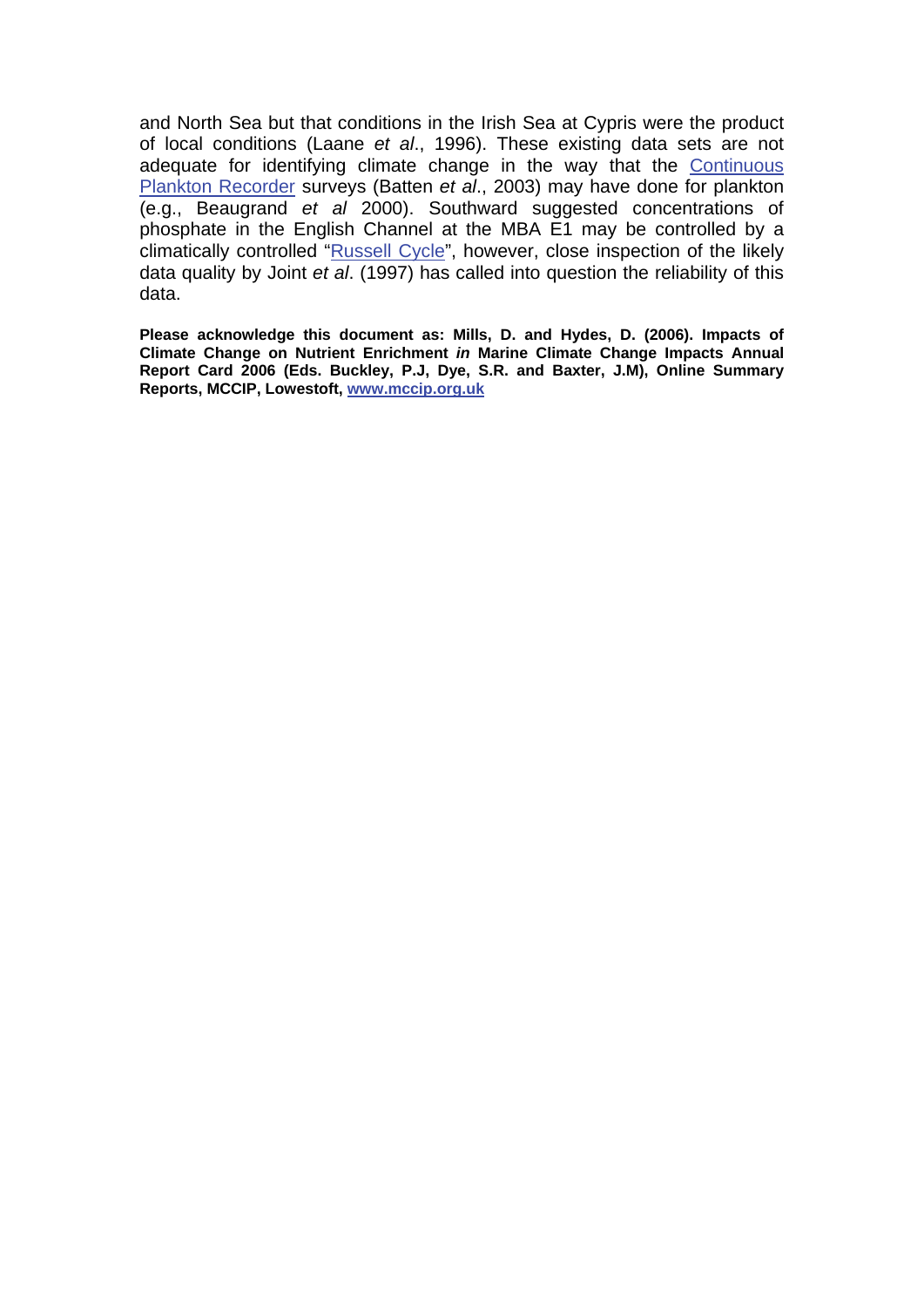and North Sea but that conditions in the Irish Sea at Cypris were the product of local conditions (Laane *et al*., 1996). These existing data sets are not adequate for identifying climate change in the way that the Continuous Plankton Recorder surveys (Batten *et al*., 2003) may have done for plankton (e.g., Beaugrand *et al* 2000). Southward suggested concentrations of phosphate in the English Channel at the MBA E1 may be controlled by a climatically controlled "Russell Cycle", however, close inspection of the likely data quality by Joint *et al*. (1997) has called into question the reliability of this data.

**Please acknowledge this document as: Mills, D. and Hydes, D. (2006). Impacts of Climate Change on Nutrient Enrichment *in* Marine Climate Change Impacts Annual Report Card 2006 (Eds. Buckley, P.J, Dye, S.R. and Baxter, J.M), Online Summary Reports, MCCIP, Lowestoft, www.mccip.org.uk**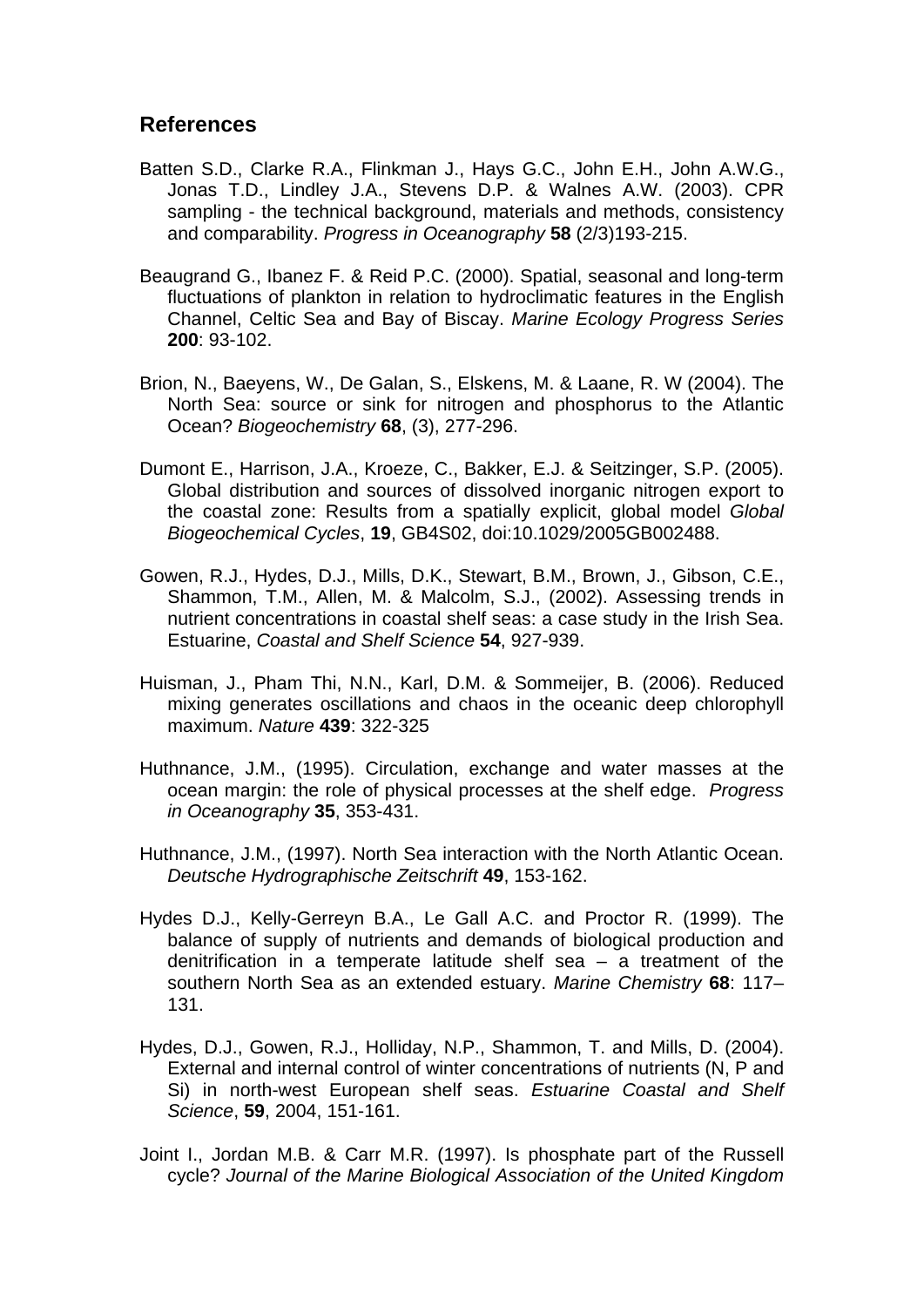## References

Batten S.D., Clarke R.A., Flinkman J., Hays G.C., John E.H., John A.W.G., Jonas T.D., Lindley J.A., Stevens D.P. & Walnes A.W. (2003). CPR sampling - the technical background, materials and methods, consistency and comparability. *Progress in Oceanography* **58** (2/3)193-215.

Beaugrand G., Ibanez F. & Reid P.C. (2000). Spatial, seasonal and long-term fluctuations of plankton in relation to hydroclimatic features in the English Channel, Celtic Sea and Bay of Biscay. *Marine Ecology Progress Series* **200**: 93-102.

Brion, N., Baeyens, W., De Galan, S., Elskens, M. & Laane, R. W (2004). The North Sea: source or sink for nitrogen and phosphorus to the Atlantic Ocean? *Biogeochemistry* **68**, (3), 277-296.

Dumont E., Harrison, J.A., Kroeze, C., Bakker, E.J. & Seitzinger, S.P. (2005). Global distribution and sources of dissolved inorganic nitrogen export to the coastal zone: Results from a spatially explicit, global model *Global Biogeochemical Cycles*, **19**, GB4S02, doi:10.1029/2005GB002488.

Gowen, R.J., Hydes, D.J., Mills, D.K., Stewart, B.M., Brown, J., Gibson, C.E., Shammon, T.M., Allen, M. & Malcolm, S.J., (2002). Assessing trends in nutrient concentrations in coastal shelf seas: a case study in the Irish Sea. Estuarine, *Coastal and Shelf Science* **54**, 927-939.

Huisman, J., Pham Thi, N.N., Karl, D.M. & Sommeijer, B. (2006). Reduced mixing generates oscillations and chaos in the oceanic deep chlorophyll maximum. *Nature* **439**: 322-325

Huthnance, J.M., (1995). Circulation, exchange and water masses at the ocean margin: the role of physical processes at the shelf edge. *Progress in Oceanography* **35**, 353-431.

Huthnance, J.M., (1997). North Sea interaction with the North Atlantic Ocean. *Deutsche Hydrographische Zeitschrift* **49**, 153-162.

Hydes D.J., Kelly-Gerreyn B.A., Le Gall A.C. and Proctor R. (1999). The balance of supply of nutrients and demands of biological production and denitrification in a temperate latitude shelf sea – a treatment of the southern North Sea as an extended estuary. *Marine Chemistry* **68**: 117–131.

Hydes, D.J., Gowen, R.J., Holliday, N.P., Shammon, T. and Mills, D. (2004). External and internal control of winter concentrations of nutrients (N, P and Si) in north-west European shelf seas. *Estuarine Coastal and Shelf Science*, **59**, 2004, 151-161.

Joint I., Jordan M.B. & Carr M.R. (1997). Is phosphate part of the Russell cycle? *Journal of the Marine Biological Association of the United Kingdom*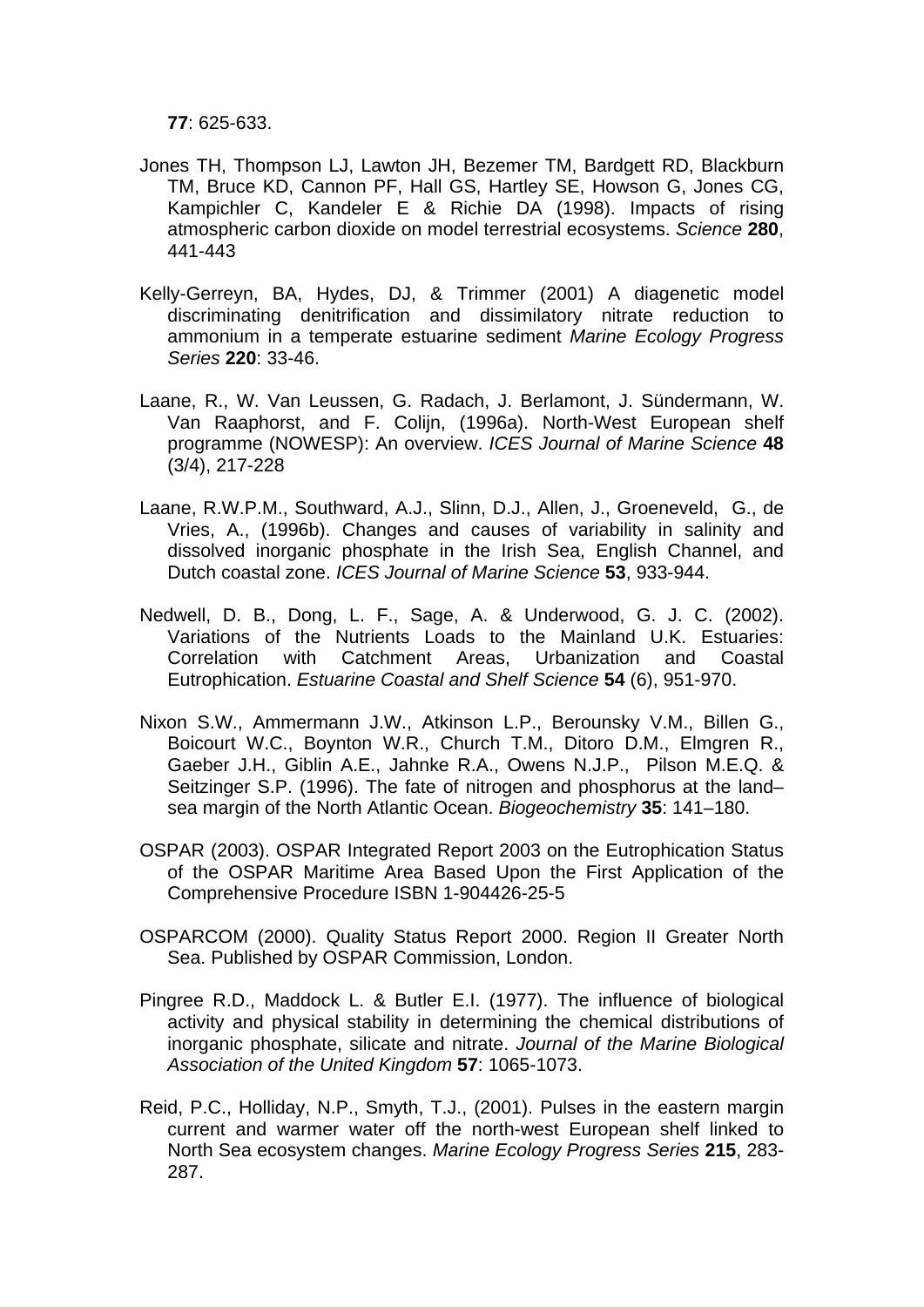**77**: 625-633.

Jones TH, Thompson LJ, Lawton JH, Bezemer TM, Bardgett RD, Blackburn TM, Bruce KD, Cannon PF, Hall GS, Hartley SE, Howson G, Jones CG, Kampichler C, Kandeler E & Richie DA (1998). Impacts of rising atmospheric carbon dioxide on model terrestrial ecosystems. *Science* **280**, 441-443

Kelly-Gerreyn, BA, Hydes, DJ, & Trimmer (2001) A diagenetic model discriminating denitrification and dissimilatory nitrate reduction to ammonium in a temperate estuarine sediment *Marine Ecology Progress Series* **220**: 33-46.

Laane, R., W. Van Leussen, G. Radach, J. Berlamont, J. Sündermann, W. Van Raaphorst, and F. Colijn, (1996a). North-West European shelf programme (NOWESP): An overview. *ICES Journal of Marine Science* **48** (3/4), 217-228

Laane, R.W.P.M., Southward, A.J., Slinn, D.J., Allen, J., Groeneveld, G., de Vries, A., (1996b). Changes and causes of variability in salinity and dissolved inorganic phosphate in the Irish Sea, English Channel, and Dutch coastal zone. *ICES Journal of Marine Science* **53**, 933-944.

Nedwell, D. B., Dong, L. F., Sage, A. & Underwood, G. J. C. (2002). Variations of the Nutrients Loads to the Mainland U.K. Estuaries: Correlation with Catchment Areas, Urbanization and Coastal Eutrophication. *Estuarine Coastal and Shelf Science* **54** (6), 951-970.

Nixon S.W., Ammermann J.W., Atkinson L.P., Berounsky V.M., Billen G., Boicourt W.C., Boynton W.R., Church T.M., Ditoro D.M., Elmgren R., Gaeber J.H., Giblin A.E., Jahnke R.A., Owens N.J.P., Pilson M.E.Q. & Seitzinger S.P. (1996). The fate of nitrogen and phosphorus at the land–sea margin of the North Atlantic Ocean. *Biogeochemistry* **35**: 141–180.

OSPAR (2003). OSPAR Integrated Report 2003 on the Eutrophication Status of the OSPAR Maritime Area Based Upon the First Application of the Comprehensive Procedure ISBN 1-904426-25-5

OSPARCOM (2000). Quality Status Report 2000. Region II Greater North Sea. Published by OSPAR Commission, London.

Pingree R.D., Maddock L. & Butler E.I. (1977). The influence of biological activity and physical stability in determining the chemical distributions of inorganic phosphate, silicate and nitrate. *Journal of the Marine Biological Association of the United Kingdom* **57**: 1065-1073.

Reid, P.C., Holliday, N.P., Smyth, T.J., (2001). Pulses in the eastern margin current and warmer water off the north-west European shelf linked to North Sea ecosystem changes. *Marine Ecology Progress Series* **215**, 283-287.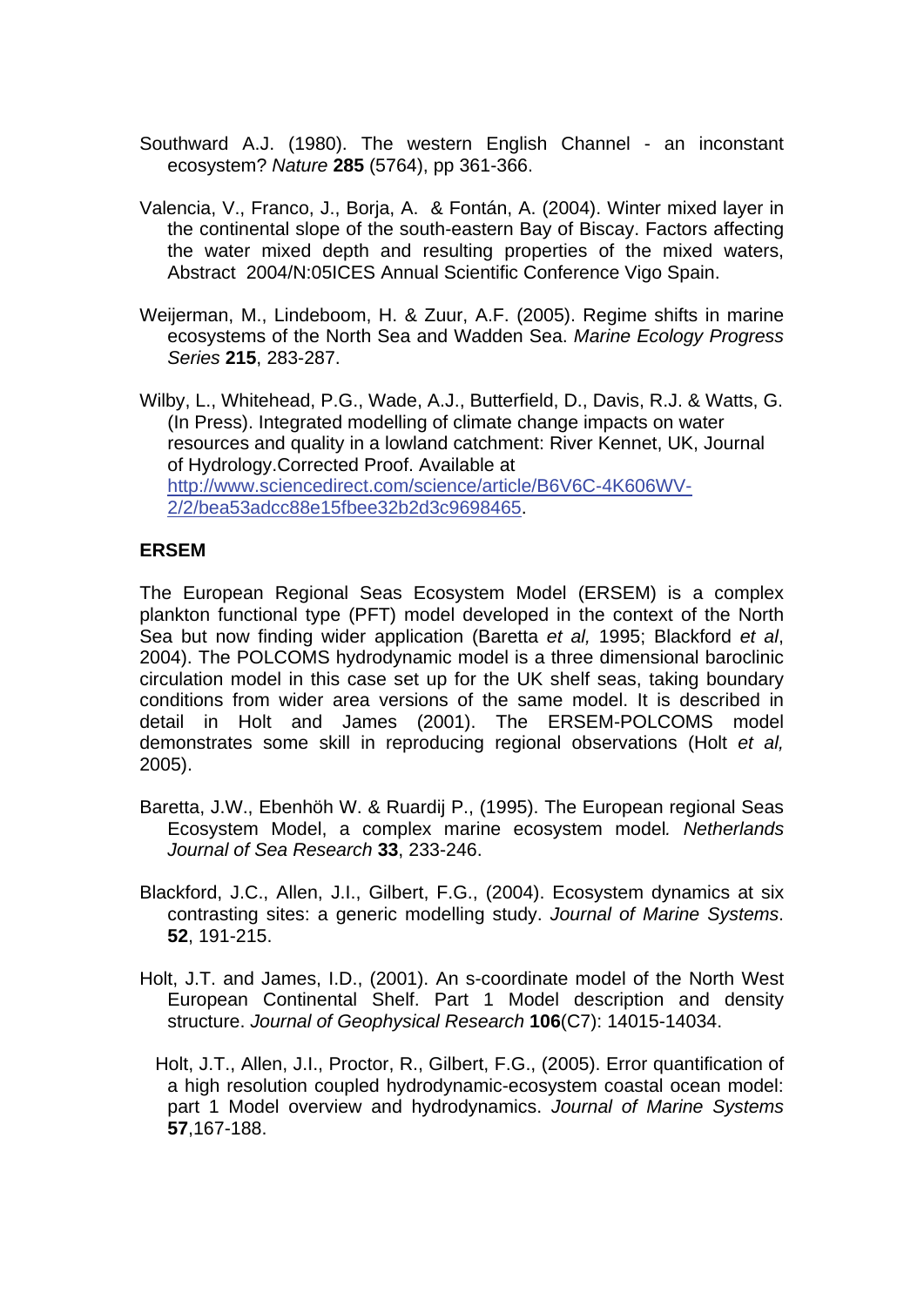Southward A.J. (1980). The western English Channel - an inconstant ecosystem? *Nature* **285** (5764), pp 361-366.

Valencia, V., Franco, J., Borja, A. & Fontán, A. (2004). Winter mixed layer in the continental slope of the south-eastern Bay of Biscay. Factors affecting the water mixed depth and resulting properties of the mixed waters, Abstract 2004/N:05ICES Annual Scientific Conference Vigo Spain.

Weijerman, M., Lindeboom, H. & Zuur, A.F. (2005). Regime shifts in marine ecosystems of the North Sea and Wadden Sea. *Marine Ecology Progress Series* **215**, 283-287.

Wilby, L., Whitehead, P.G., Wade, A.J., Butterfield, D., Davis, R.J. & Watts, G. (In Press). Integrated modelling of climate change impacts on water resources and quality in a lowland catchment: River Kennet, UK, Journal of Hydrology.Corrected Proof. Available at http://www.sciencedirect.com/science/article/B6V6C-4K606WV-2/2/bea53adcc88e15fbee32b2d3c9698465.

**ERSEM**

The European Regional Seas Ecosystem Model (ERSEM) is a complex plankton functional type (PFT) model developed in the context of the North Sea but now finding wider application (Baretta *et al,* 1995; Blackford *et al*, 2004). The POLCOMS hydrodynamic model is a three dimensional baroclinic circulation model in this case set up for the UK shelf seas, taking boundary conditions from wider area versions of the same model. It is described in detail in Holt and James (2001). The ERSEM-POLCOMS model demonstrates some skill in reproducing regional observations (Holt *et al,* 2005).

Baretta, J.W., Ebenhöh W. & Ruardij P., (1995). The European regional Seas Ecosystem Model, a complex marine ecosystem model*. Netherlands Journal of Sea Research* **33**, 233-246.

Blackford, J.C., Allen, J.I., Gilbert, F.G., (2004). Ecosystem dynamics at six contrasting sites: a generic modelling study. *Journal of Marine Systems*. **52**, 191-215.

Holt, J.T. and James, I.D., (2001). An s-coordinate model of the North West European Continental Shelf. Part 1 Model description and density structure. *Journal of Geophysical Research* **106**(C7): 14015-14034.

Holt, J.T., Allen, J.I., Proctor, R., Gilbert, F.G., (2005). Error quantification of a high resolution coupled hydrodynamic-ecosystem coastal ocean model: part 1 Model overview and hydrodynamics. *Journal of Marine Systems* **57**,167-188.